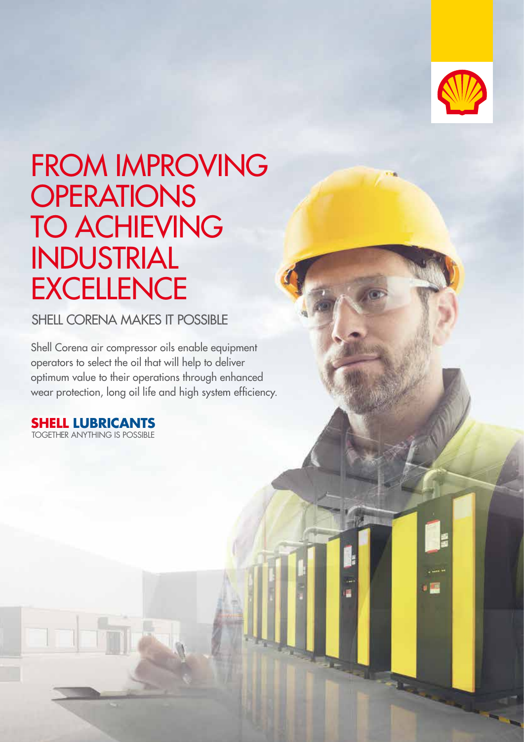# FROM IMPROVING OPERATIONS TO ACHIEVING INDUSTRIAL EXCELLENCE

## SHELL CORENA MAKES IT POSSIBLE

Shell Corena air compressor oils enable equipment operators to select the oil that will help to deliver optimum value to their operations through enhanced wear protection, long oil life and high system efficiency.

**SHELL LUBRICANTS**
TOGETHER ANYTHING IS POSSIBLE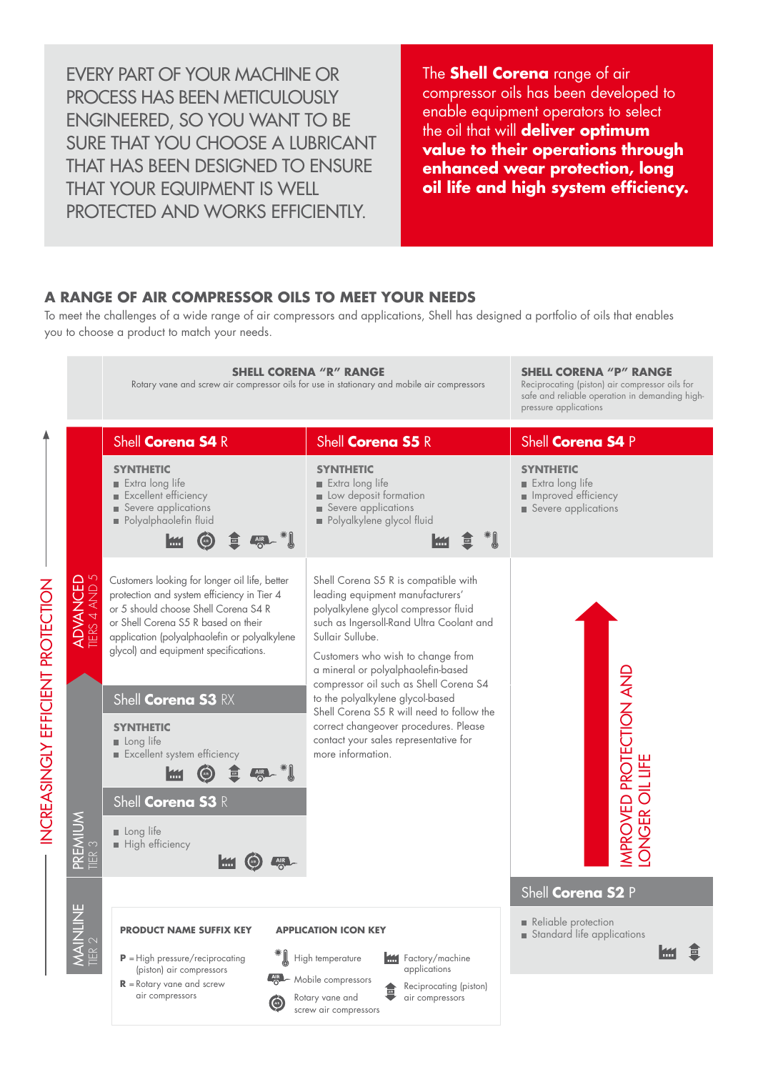EVERY PART OF YOUR MACHINE OR PROCESS HAS BEEN METICULOUSLY ENGINEERED, SO YOU WANT TO BE SURE THAT YOU CHOOSE A LUBRICANT THAT HAS BEEN DESIGNED TO ENSURE THAT YOUR EQUIPMENT IS WELL PROTECTED AND WORKS EFFICIENTLY.

The **Shell Corena** range of air compressor oils has been developed to enable equipment operators to select the oil that will **deliver optimum value to their operations through enhanced wear protection, long oil life and high system efficiency.**

## A RANGE OF AIR COMPRESSOR OILS TO MEET YOUR NEEDS

To meet the challenges of a wide range of air compressors and applications, Shell has designed a portfolio of oils that enables you to choose a product to match your needs.

INCREASINGLY EFFICIENT PROTECTION

**SHELL CORENA "R" RANGE**
Rotary vane and screw air compressor oils for use in stationary and mobile air compressors

**SHELL CORENA "P" RANGE**
Reciprocating (piston) air compressor oils for safe and reliable operation in demanding high-pressure applications

### ADVANCED – TIERS 4 AND 5

**Shell Corena S4 R**

**SYNTHETIC**
- Extra long life
- Excellent efficiency
- Severe applications
- Polyalphaolefin fluid

Customers looking for longer oil life, better protection and system efficiency in Tier 4 or 5 should choose Shell Corena S4 R or Shell Corena S5 R based on their application (polyalphaolefin or polyalkylene glycol) and equipment specifications.

**Shell Corena S5 R**

**SYNTHETIC**
- Extra long life
- Low deposit formation
- Severe applications
- Polyalkylene glycol fluid

Shell Corena S5 R is compatible with leading equipment manufacturers' polyalkylene glycol compressor fluid such as Ingersoll-Rand Ultra Coolant and Sullair Sullube.

Customers who wish to change from a mineral or polyalphaolefin-based compressor oil such as Shell Corena S4 to the polyalkylene glycol-based Shell Corena S5 R will need to follow the correct changeover procedures. Please contact your sales representative for more information.

**Shell Corena S4 P**

**SYNTHETIC**
- Extra long life
- Improved efficiency
- Severe applications

IMPROVED PROTECTION AND LONGER OIL LIFE

### PREMIUM – TIER 3

**Shell Corena S3 RX**

**SYNTHETIC**
- Long life
- Excellent system efficiency

**Shell Corena S3 R**
- Long life
- High efficiency

### MAINLINE – TIER 2

**Shell Corena S2 P**
- Reliable protection
- Standard life applications

**PRODUCT NAME SUFFIX KEY**

**P** = High pressure/reciprocating (piston) air compressors

**R** = Rotary vane and screw air compressors

**APPLICATION ICON KEY**

- High temperature
- Mobile compressors
- Rotary vane and screw air compressors
- Factory/machine applications
- Reciprocating (piston) air compressors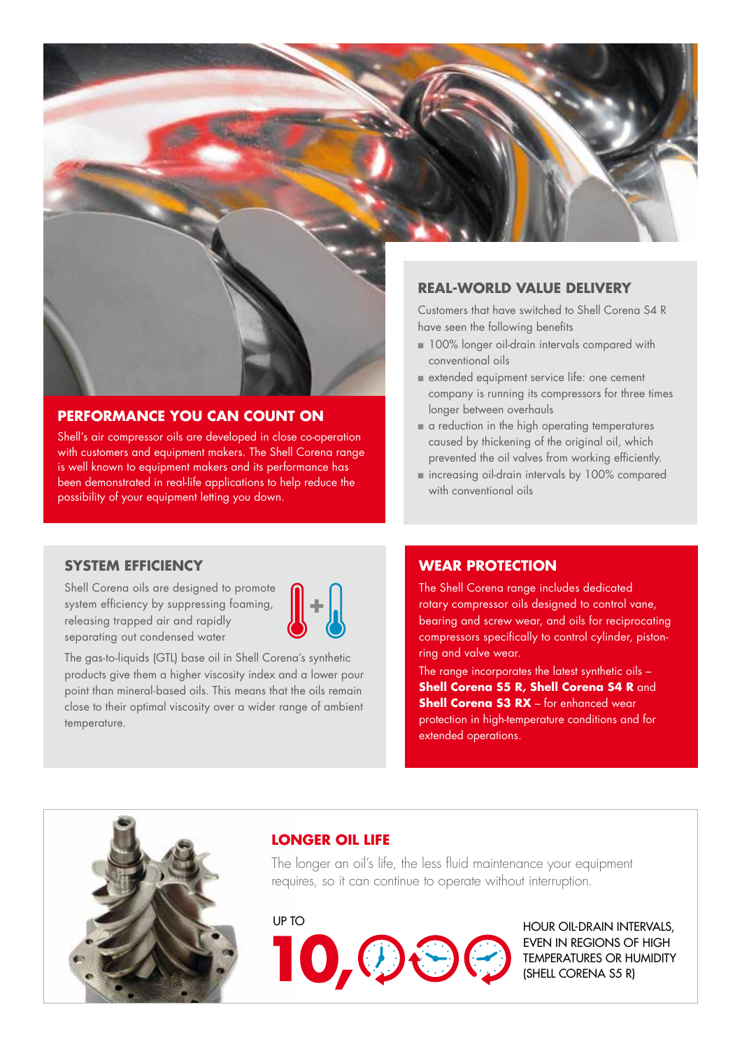## PERFORMANCE YOU CAN COUNT ON

Shell's air compressor oils are developed in close co-operation with customers and equipment makers. The Shell Corena range is well known to equipment makers and its performance has been demonstrated in real-life applications to help reduce the possibility of your equipment letting you down.

## REAL-WORLD VALUE DELIVERY

Customers that have switched to Shell Corena S4 R have seen the following benefits

- 100% longer oil-drain intervals compared with conventional oils
- extended equipment service life: one cement company is running its compressors for three times longer between overhauls
- a reduction in the high operating temperatures caused by thickening of the original oil, which prevented the oil valves from working efficiently.
- increasing oil-drain intervals by 100% compared with conventional oils

## SYSTEM EFFICIENCY

Shell Corena oils are designed to promote system efficiency by suppressing foaming, releasing trapped air and rapidly separating out condensed water

The gas-to-liquids (GTL) base oil in Shell Corena's synthetic products give them a higher viscosity index and a lower pour point than mineral-based oils. This means that the oils remain close to their optimal viscosity over a wider range of ambient temperature.

## WEAR PROTECTION

The Shell Corena range includes dedicated rotary compressor oils designed to control vane, bearing and screw wear, and oils for reciprocating compressors specifically to control cylinder, piston-ring and valve wear.

The range incorporates the latest synthetic oils – **Shell Corena S5 R, Shell Corena S4 R** and **Shell Corena S3 RX** – for enhanced wear protection in high-temperature conditions and for extended operations.

## LONGER OIL LIFE

The longer an oil's life, the less fluid maintenance your equipment requires, so it can continue to operate without interruption.

UP TO **10,000** HOUR OIL-DRAIN INTERVALS, EVEN IN REGIONS OF HIGH TEMPERATURES OR HUMIDITY (SHELL CORENA S5 R)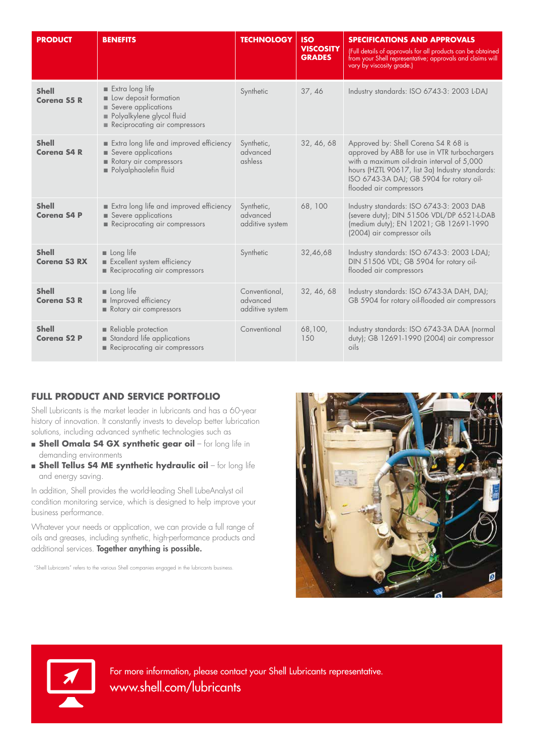| PRODUCT | BENEFITS | TECHNOLOGY | ISO VISCOSITY GRADES | SPECIFICATIONS AND APPROVALS (Full details of approvals for all products can be obtained from your Shell representative; approvals and claims will vary by viscosity grade.) |
|---|---|---|---|---|
| **Shell Corena S5 R** | ■ Extra long life<br>■ Low deposit formation<br>■ Severe applications<br>■ Polyalkylene glycol fluid<br>■ Reciprocating air compressors | Synthetic | 37, 46 | Industry standards: ISO 6743-3: 2003 L-DAJ |
| **Shell Corena S4 R** | ■ Extra long life and improved efficiency<br>■ Severe applications<br>■ Rotary air compressors<br>■ Polyalphaolefin fluid | Synthetic, advanced ashless | 32, 46, 68 | Approved by: Shell Corena S4 R 68 is approved by ABB for use in VTR turbochargers with a maximum oil-drain interval of 5,000 hours (HZTL 90617, list 3a) Industry standards: ISO 6743-3A DAJ; GB 5904 for rotary oil-flooded air compressors |
| **Shell Corena S4 P** | ■ Extra long life and improved efficiency<br>■ Severe applications<br>■ Reciprocating air compressors | Synthetic, advanced additive system | 68, 100 | Industry standards: ISO 6743-3: 2003 DAB (severe duty); DIN 51506 VDL/DP 6521-L-DAB (medium duty); EN 12021; GB 12691-1990 (2004) air compressor oils |
| **Shell Corena S3 RX** | ■ Long life<br>■ Excellent system efficiency<br>■ Reciprocating air compressors | Synthetic | 32,46,68 | Industry standards: ISO 6743-3: 2003 L-DAJ; DIN 51506 VDL; GB 5904 for rotary oil-flooded air compressors |
| **Shell Corena S3 R** | ■ Long life<br>■ Improved efficiency<br>■ Rotary air compressors | Conventional, advanced additive system | 32, 46, 68 | Industry standards: ISO 6743-3A DAH, DAJ; GB 5904 for rotary oil-flooded air compressors |
| **Shell Corena S2 P** | ■ Reliable protection<br>■ Standard life applications<br>■ Reciprocating air compressors | Conventional | 68,100, 150 | Industry standards: ISO 6743-3A DAA (normal duty); GB 12691-1990 (2004) air compressor oils |

## FULL PRODUCT AND SERVICE PORTFOLIO

Shell Lubricants is the market leader in lubricants and has a 60-year history of innovation. It constantly invests to develop better lubrication solutions, including advanced synthetic technologies such as

- **Shell Omala S4 GX synthetic gear oil** – for long life in demanding environments
- **Shell Tellus S4 ME synthetic hydraulic oil** – for long life and energy saving.

In addition, Shell provides the world-leading Shell LubeAnalyst oil condition monitoring service, which is designed to help improve your business performance.

Whatever your needs or application, we can provide a full range of oils and greases, including synthetic, high-performance products and additional services. **Together anything is possible.**

"Shell Lubricants" refers to the various Shell companies engaged in the lubricants business.

For more information, please contact your Shell Lubricants representative.
www.shell.com/lubricants